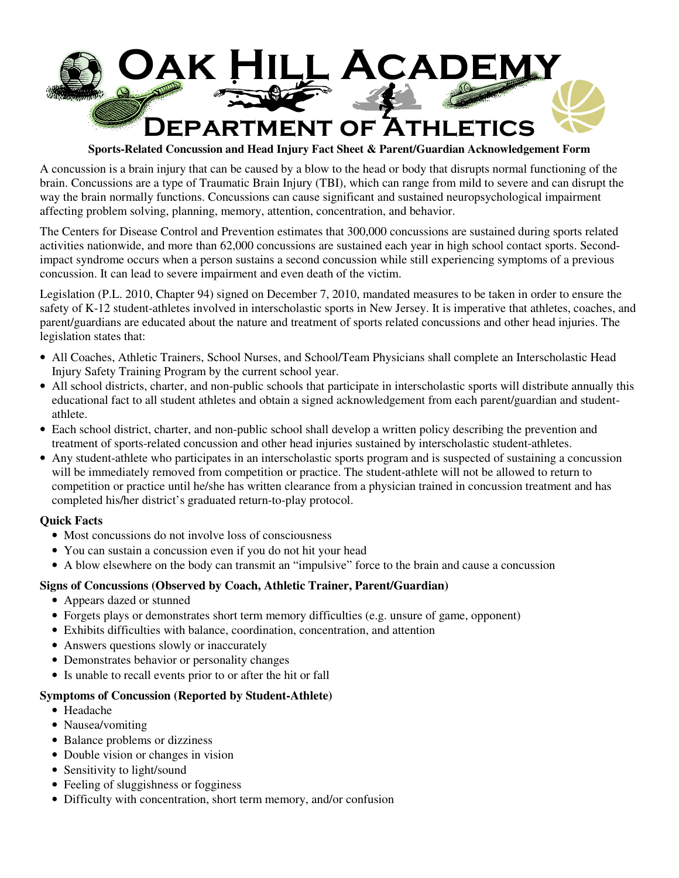# Oak Hill Academy

## Department of Athletics

**Sports-Related Concussion and Head Injury Fact Sheet & Parent/Guardian Acknowledgement Form**

A concussion is a brain injury that can be caused by a blow to the head or body that disrupts normal functioning of the brain. Concussions are a type of Traumatic Brain Injury (TBI), which can range from mild to severe and can disrupt the way the brain normally functions. Concussions can cause significant and sustained neuropsychological impairment affecting problem solving, planning, memory, attention, concentration, and behavior.

The Centers for Disease Control and Prevention estimates that 300,000 concussions are sustained during sports related activities nationwide, and more than 62,000 concussions are sustained each year in high school contact sports. Second-impact syndrome occurs when a person sustains a second concussion while still experiencing symptoms of a previous concussion. It can lead to severe impairment and even death of the victim.

Legislation (P.L. 2010, Chapter 94) signed on December 7, 2010, mandated measures to be taken in order to ensure the safety of K-12 student-athletes involved in interscholastic sports in New Jersey. It is imperative that athletes, coaches, and parent/guardians are educated about the nature and treatment of sports related concussions and other head injuries. The legislation states that:

- All Coaches, Athletic Trainers, School Nurses, and School/Team Physicians shall complete an Interscholastic Head Injury Safety Training Program by the current school year.
- All school districts, charter, and non-public schools that participate in interscholastic sports will distribute annually this educational fact to all student athletes and obtain a signed acknowledgement from each parent/guardian and student-athlete.
- Each school district, charter, and non-public school shall develop a written policy describing the prevention and treatment of sports-related concussion and other head injuries sustained by interscholastic student-athletes.
- Any student-athlete who participates in an interscholastic sports program and is suspected of sustaining a concussion will be immediately removed from competition or practice. The student-athlete will not be allowed to return to competition or practice until he/she has written clearance from a physician trained in concussion treatment and has completed his/her district's graduated return-to-play protocol.

**Quick Facts**

- Most concussions do not involve loss of consciousness
- You can sustain a concussion even if you do not hit your head
- A blow elsewhere on the body can transmit an "impulsive" force to the brain and cause a concussion

**Signs of Concussions (Observed by Coach, Athletic Trainer, Parent/Guardian)**

- Appears dazed or stunned
- Forgets plays or demonstrates short term memory difficulties (e.g. unsure of game, opponent)
- Exhibits difficulties with balance, coordination, concentration, and attention
- Answers questions slowly or inaccurately
- Demonstrates behavior or personality changes
- Is unable to recall events prior to or after the hit or fall

**Symptoms of Concussion (Reported by Student-Athlete)**

- Headache
- Nausea/vomiting
- Balance problems or dizziness
- Double vision or changes in vision
- Sensitivity to light/sound
- Feeling of sluggishness or fogginess
- Difficulty with concentration, short term memory, and/or confusion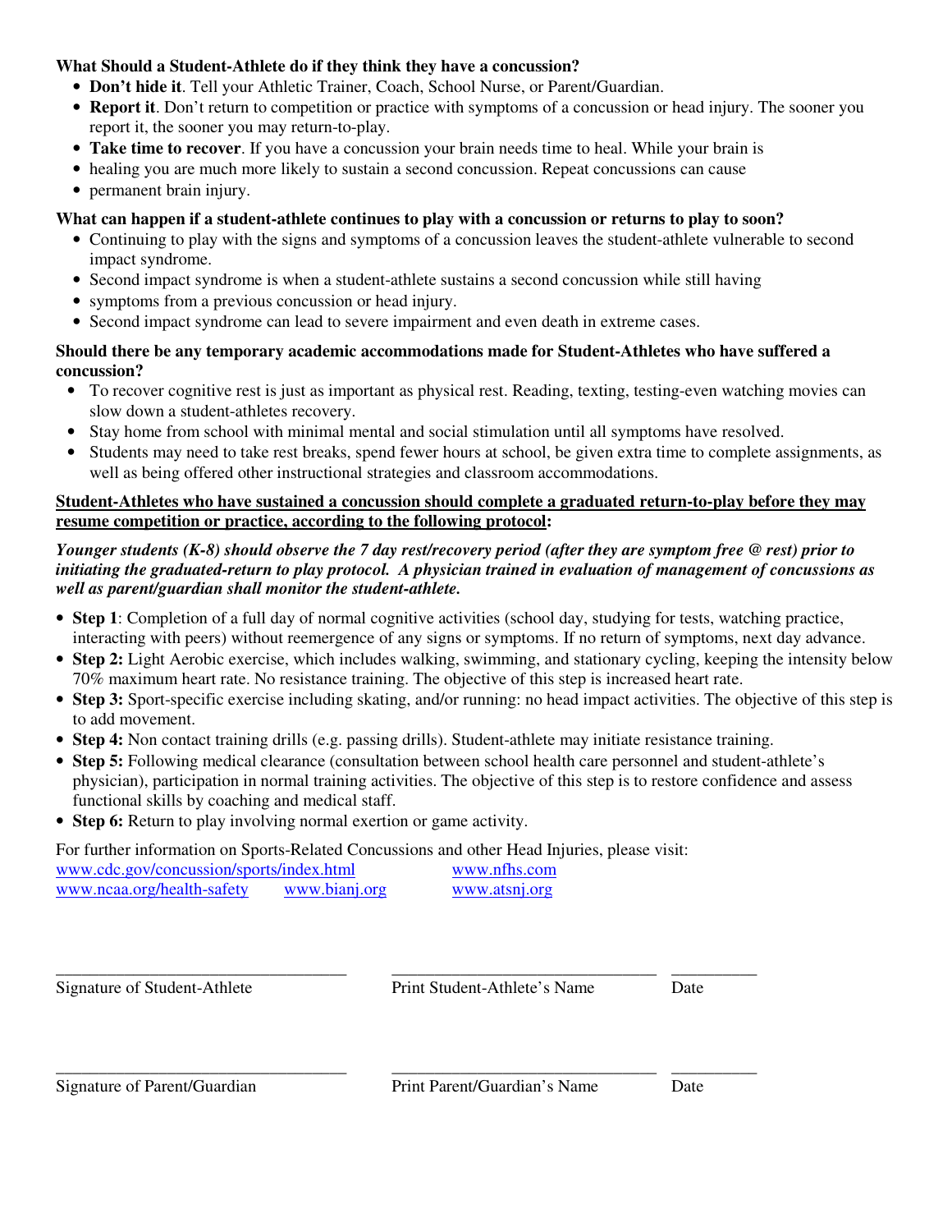**What Should a Student-Athlete do if they think they have a concussion?**

- **Don't hide it**. Tell your Athletic Trainer, Coach, School Nurse, or Parent/Guardian.
- **Report it**. Don't return to competition or practice with symptoms of a concussion or head injury. The sooner you report it, the sooner you may return-to-play.
- **Take time to recover**. If you have a concussion your brain needs time to heal. While your brain is
- healing you are much more likely to sustain a second concussion. Repeat concussions can cause
- permanent brain injury.

**What can happen if a student-athlete continues to play with a concussion or returns to play to soon?**

- Continuing to play with the signs and symptoms of a concussion leaves the student-athlete vulnerable to second impact syndrome.
- Second impact syndrome is when a student-athlete sustains a second concussion while still having
- symptoms from a previous concussion or head injury.
- Second impact syndrome can lead to severe impairment and even death in extreme cases.

**Should there be any temporary academic accommodations made for Student-Athletes who have suffered a concussion?**

- To recover cognitive rest is just as important as physical rest. Reading, texting, testing-even watching movies can slow down a student-athletes recovery.
- Stay home from school with minimal mental and social stimulation until all symptoms have resolved.
- Students may need to take rest breaks, spend fewer hours at school, be given extra time to complete assignments, as well as being offered other instructional strategies and classroom accommodations.

**<u>Student-Athletes who have sustained a concussion should complete a graduated return-to-play before they may resume competition or practice, according to the following protocol</u>:**

***Younger students (K-8) should observe the 7 day rest/recovery period (after they are symptom free @ rest) prior to initiating the graduated-return to play protocol. A physician trained in evaluation of management of concussions as well as parent/guardian shall monitor the student-athlete.***

- **Step 1**: Completion of a full day of normal cognitive activities (school day, studying for tests, watching practice, interacting with peers) without reemergence of any signs or symptoms. If no return of symptoms, next day advance.
- **Step 2:** Light Aerobic exercise, which includes walking, swimming, and stationary cycling, keeping the intensity below 70% maximum heart rate. No resistance training. The objective of this step is increased heart rate.
- **Step 3:** Sport-specific exercise including skating, and/or running: no head impact activities. The objective of this step is to add movement.
- **Step 4:** Non contact training drills (e.g. passing drills). Student-athlete may initiate resistance training.
- **Step 5:** Following medical clearance (consultation between school health care personnel and student-athlete's physician), participation in normal training activities. The objective of this step is to restore confidence and assess functional skills by coaching and medical staff.
- **Step 6:** Return to play involving normal exertion or game activity.

For further information on Sports-Related Concussions and other Head Injuries, please visit:

www.cdc.gov/concussion/sports/index.html www.nfhs.com
www.ncaa.org/health-safety www.bianj.org www.atsnj.org

___________________________________ ________________________________ __________

Signature of Student-Athlete Print Student-Athlete's Name Date

___________________________________ ________________________________ __________

Signature of Parent/Guardian Print Parent/Guardian's Name Date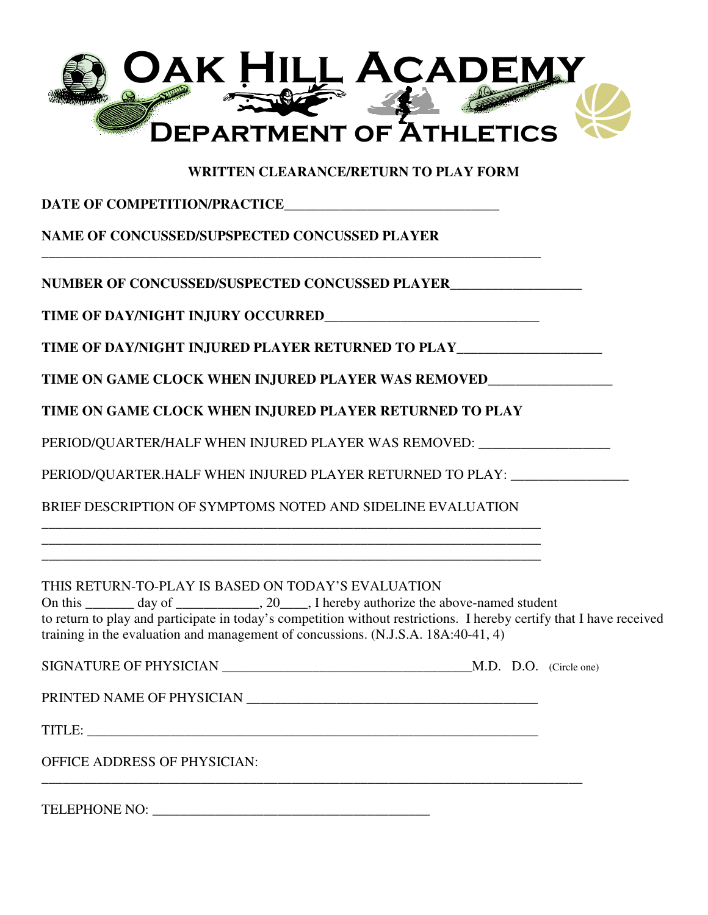# Oak Hill Academy

## Department of Athletics

**WRITTEN CLEARANCE/RETURN TO PLAY FORM**

**DATE OF COMPETITION/PRACTICE**_______________________________

**NAME OF CONCUSSED/SUPSPECTED CONCUSSED PLAYER**

_________________________________________________________________________

**NUMBER OF CONCUSSED/SUSPECTED CONCUSSED PLAYER**___________________

**TIME OF DAY/NIGHT INJURY OCCURRED**_______________________________

**TIME OF DAY/NIGHT INJURED PLAYER RETURNED TO PLAY**_____________________

**TIME ON GAME CLOCK WHEN INJURED PLAYER WAS REMOVED**__________________

**TIME ON GAME CLOCK WHEN INJURED PLAYER RETURNED TO PLAY**

PERIOD/QUARTER/HALF WHEN INJURED PLAYER WAS REMOVED: ___________________

PERIOD/QUARTER.HALF WHEN INJURED PLAYER RETURNED TO PLAY: _________________

BRIEF DESCRIPTION OF SYMPTOMS NOTED AND SIDELINE EVALUATION

_________________________________________________________________________
_________________________________________________________________________
_________________________________________________________________________

THIS RETURN-TO-PLAY IS BASED ON TODAY'S EVALUATION
On this _______ day of ____________, 20____, I hereby authorize the above-named student to return to play and participate in today's competition without restrictions. I hereby certify that I have received training in the evaluation and management of concussions. (N.J.S.A. 18A:40-41, 4)

SIGNATURE OF PHYSICIAN ____________________________________M.D. D.O. (Circle one)

PRINTED NAME OF PHYSICIAN __________________________________________

TITLE: ___________________________________________________________________

OFFICE ADDRESS OF PHYSICIAN:

_________________________________________________________________________

TELEPHONE NO: _________________________________________